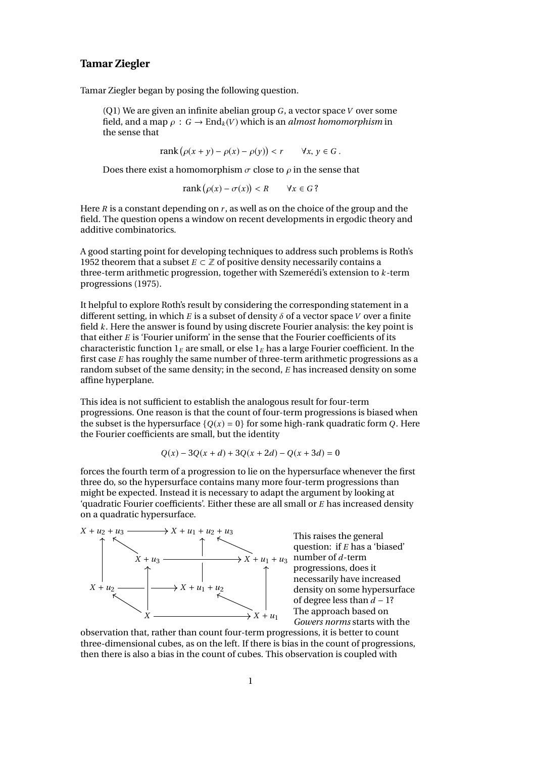## Tamar Ziegler

Tamar Ziegler began by posing the following question.

> (Q1) We are given an infinite abelian group $G$, a vector space $V$ over some field, and a map $\rho : G \to \mathrm{End}_k(V)$ which is an *almost homomorphism* in the sense that
>
> $$\mathrm{rank}\left(\rho(x+y) - \rho(x) - \rho(y)\right) < r \qquad \forall x, y \in G\,.$$
>
> Does there exist a homomorphism $\sigma$ close to $\rho$ in the sense that
>
> $$\mathrm{rank}\left(\rho(x) - \sigma(x)\right) < R \qquad \forall x \in G\,?$$

Here $R$ is a constant depending on $r$, as well as on the choice of the group and the field. The question opens a window on recent developments in ergodic theory and additive combinatorics.

A good starting point for developing techniques to address such problems is Roth's 1952 theorem that a subset $E \subset \mathbb{Z}$ of positive density necessarily contains a three-term arithmetic progression, together with Szemerédi's extension to $k$-term progressions (1975).

It helpful to explore Roth's result by considering the corresponding statement in a different setting, in which $E$ is a subset of density $\delta$ of a vector space $V$ over a finite field $k$. Here the answer is found by using discrete Fourier analysis: the key point is that either $E$ is 'Fourier uniform' in the sense that the Fourier coefficients of its characteristic function $1_E$ are small, or else $1_E$ has a large Fourier coefficient. In the first case $E$ has roughly the same number of three-term arithmetic progressions as a random subset of the same density; in the second, $E$ has increased density on some affine hyperplane.

This idea is not sufficient to establish the analogous result for four-term progressions. One reason is that the count of four-term progressions is biased when the subset is the hypersurface $\{Q(x) = 0\}$ for some high-rank quadratic form $Q$. Here the Fourier coefficients are small, but the identity

$$Q(x) - 3Q(x+d) + 3Q(x+2d) - Q(x+3d) = 0$$

forces the fourth term of a progression to lie on the hypersurface whenever the first three do, so the hypersurface contains many more four-term progressions than might be expected. Instead it is necessary to adapt the argument by looking at 'quadratic Fourier coefficients'. Either these are all small or $E$ has increased density on a quadratic hypersurface.

$$
\begin{array}{ccc}
X+u_2+u_3 & \longrightarrow & X+u_1+u_2+u_3 \\
X+u_3 & \longrightarrow & X+u_1+u_3 \\
X+u_2 & \longrightarrow & X+u_1+u_2 \\
X & \longrightarrow & X+u_1
\end{array}
$$

This raises the general question: if $E$ has a 'biased' number of $d$-term progressions, does it necessarily have increased density on some hypersurface of degree less than $d-1$? The approach based on *Gowers norms* starts with the observation that, rather than count four-term progressions, it is better to count three-dimensional cubes, as on the left. If there is bias in the count of progressions, then there is also a bias in the count of cubes. This observation is coupled with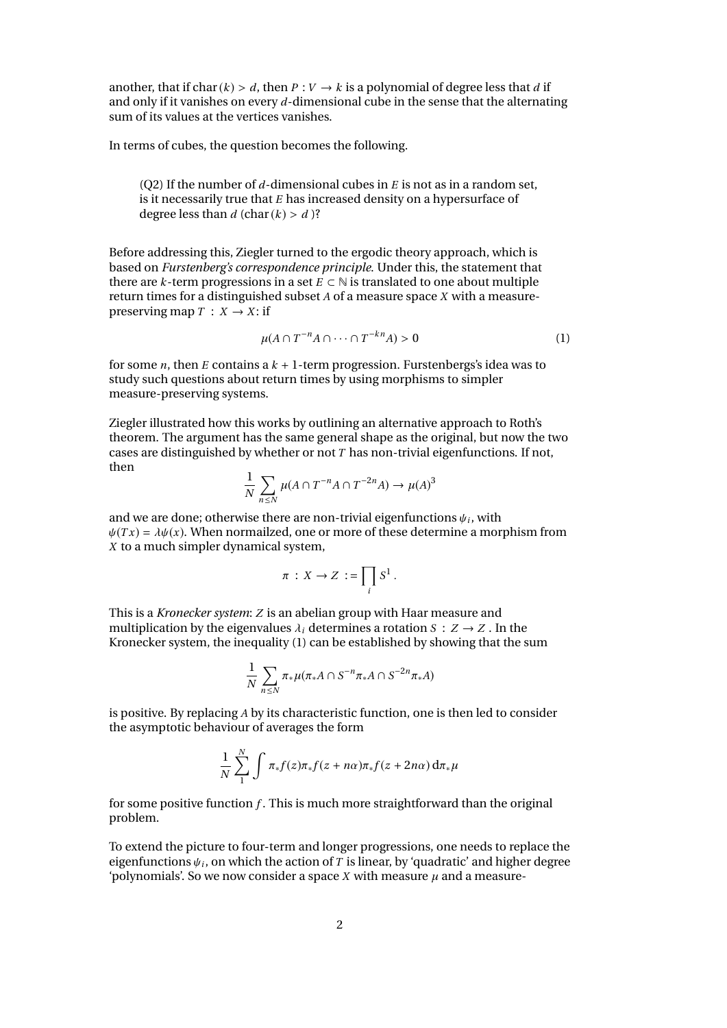another, that if $\text{char}(k) > d$, then $P : V \to k$ is a polynomial of degree less that $d$ if and only if it vanishes on every $d$-dimensional cube in the sense that the alternating sum of its values at the vertices vanishes.

In terms of cubes, the question becomes the following.

> (Q2) If the number of $d$-dimensional cubes in $E$ is not as in a random set, is it necessarily true that $E$ has increased density on a hypersurface of degree less than $d$ ($\text{char}(k) > d$)?

Before addressing this, Ziegler turned to the ergodic theory approach, which is based on *Furstenberg's correspondence principle*. Under this, the statement that there are $k$-term progressions in a set $E \subset \mathbb{N}$ is translated to one about multiple return times for a distinguished subset $A$ of a measure space $X$ with a measure-preserving map $T : X \to X$: if

$$\mu(A \cap T^{-n}A \cap \cdots \cap T^{-kn}A) > 0 \tag{1}$$

for some $n$, then $E$ contains a $k+1$-term progression. Furstenbergs's idea was to study such questions about return times by using morphisms to simpler measure-preserving systems.

Ziegler illustrated how this works by outlining an alternative approach to Roth's theorem. The argument has the same general shape as the original, but now the two cases are distinguished by whether or not $T$ has non-trivial eigenfunctions. If not, then

$$\frac{1}{N}\sum_{n \leq N} \mu(A \cap T^{-n}A \cap T^{-2n}A) \to \mu(A)^3$$

and we are done; otherwise there are non-trivial eigenfunctions $\psi_i$, with $\psi(Tx) = \lambda\psi(x)$. When normailzed, one or more of these determine a morphism from $X$ to a much simpler dynamical system,

$$\pi : X \to Z := \prod_i S^1 .$$

This is a *Kronecker system*: $Z$ is an abelian group with Haar measure and multiplication by the eigenvalues $\lambda_i$ determines a rotation $S : Z \to Z$. In the Kronecker system, the inequality (1) can be established by showing that the sum

$$\frac{1}{N}\sum_{n \leq N} \pi_*\mu(\pi_*A \cap S^{-n}\pi_*A \cap S^{-2n}\pi_*A)$$

is positive. By replacing $A$ by its characteristic function, one is then led to consider the asymptotic behaviour of averages the form

$$\frac{1}{N}\sum_{1}^{N}\int \pi_*f(z)\pi_*f(z+n\alpha)\pi_*f(z+2n\alpha)\,\mathrm{d}\pi_*\mu$$

for some positive function $f$. This is much more straightforward than the original problem.

To extend the picture to four-term and longer progressions, one needs to replace the eigenfunctions $\psi_i$, on which the action of $T$ is linear, by 'quadratic' and higher degree 'polynomials'. So we now consider a space $X$ with measure $\mu$ and a measure-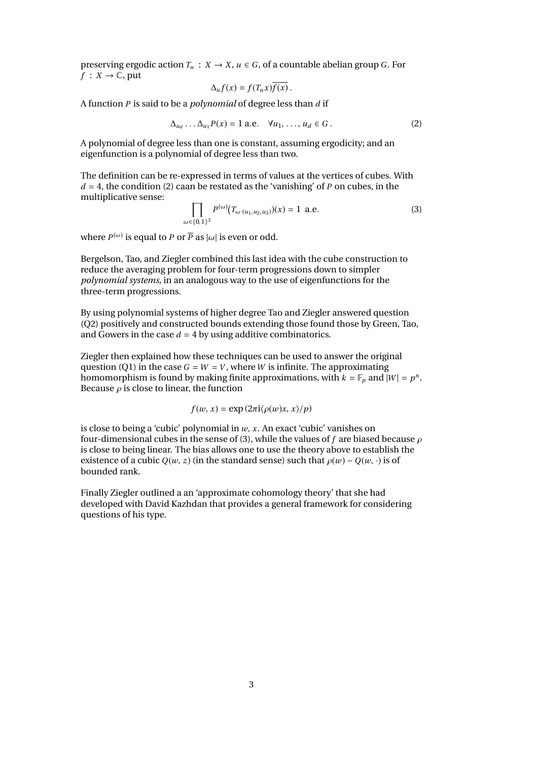preserving ergodic action $T_u : X \to X$, $u \in G$, of a countable abelian group $G$. For $f : X \to \mathbb{C}$, put

$$\Delta_u f(x) = f(T_u x)\overline{f(x)}\,.$$

A function $P$ is said to be a *polynomial* of degree less than $d$ if

$$\Delta_{u_d} \ldots \Delta_{u_1} P(x) = 1 \text{ a.e.} \quad \forall u_1, \ldots, u_d \in G\,. \tag{2}$$

A polynomial of degree less than one is constant, assuming ergodicity; and an eigenfunction is a polynomial of degree less than two.

The definition can be re-expressed in terms of values at the vertices of cubes. With $d = 4$, the condition (2) caan be restated as the 'vanishing' of $P$ on cubes, in the multiplicative sense:

$$\prod_{\omega \in \{0,1\}^3} P^{(\omega)}\big(T_{\omega\cdot(u_1,u_2,u_3)}\big)(x) = 1 \text{ a.e.} \tag{3}$$

where $P^{(\omega)}$ is equal to $P$ or $\overline{P}$ as $|\omega|$ is even or odd.

Bergelson, Tao, and Ziegler combined this last idea with the cube construction to reduce the averaging problem for four-term progressions down to simpler *polynomial systems*, in an analogous way to the use of eigenfunctions for the three-term progressions.

By using polynomial systems of higher degree Tao and Ziegler answered question (Q2) positively and constructed bounds extending those found those by Green, Tao, and Gowers in the case $d = 4$ by using additive combinatorics.

Ziegler then explained how these techniques can be used to answer the original question (Q1) in the case $G = W = V$, where $W$ is infinite. The approximating homomorphism is found by making finite approximations, with $k = \mathbb{F}_p$ and $|W| = p^n$. Because $\rho$ is close to linear, the function

$$f(w, x) = \exp\left(2\pi \mathrm{i}\langle \rho(w)x, x\rangle / p\right)$$

is close to being a 'cubic' polynomial in $w$, $x$. An exact 'cubic' vanishes on four-dimensional cubes in the sense of (3), while the values of $f$ are biased because $\rho$ is close to being linear. The bias allows one to use the theory above to establish the existence of a cubic $Q(w, z)$ (in the standard sense) such that $\rho(w) - Q(w, \cdot)$ is of bounded rank.

Finally Ziegler outlined a an 'approximate cohomology theory' that she had developed with David Kazhdan that provides a general framework for considering questions of his type.